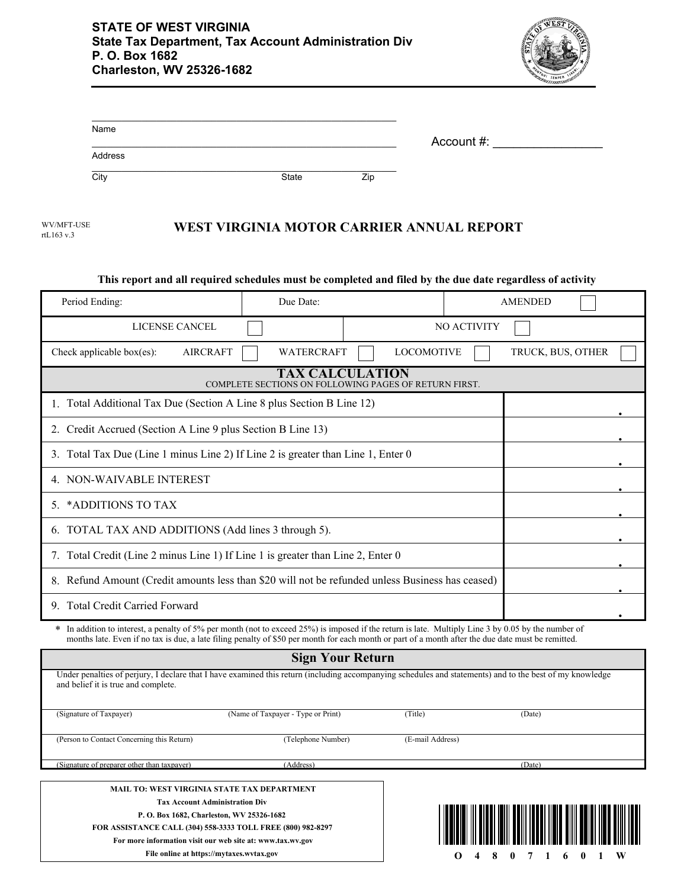**STATE OF WEST VIRGINIA**
**State Tax Department, Tax Account Administration Div**
**P. O. Box 1682**
**Charleston, WV 25326-1682**

Name

Address

City State Zip

Account #: ________________

WV/MFT-USE
rtL163 v.3

# WEST VIRGINIA MOTOR CARRIER ANNUAL REPORT

**This report and all required schedules must be completed and filed by the due date regardless of activity**

| Period Ending: | Due Date: | AMENDED ☐ |
|---|---|---|
| LICENSE CANCEL ☐ | NO ACTIVITY ☐ | |

Check applicable box(es): AIRCRAFT ☐ WATERCRAFT ☐ LOCOMOTIVE ☐ TRUCK, BUS, OTHER ☐

## TAX CALCULATION

COMPLETE SECTIONS ON FOLLOWING PAGES OF RETURN FIRST.

| Line | Amount |
|---|---|
| 1. Total Additional Tax Due (Section A Line 8 plus Section B Line 12) | . |
| 2. Credit Accrued (Section A Line 9 plus Section B Line 13) | . |
| 3. Total Tax Due (Line 1 minus Line 2) If Line 2 is greater than Line 1, Enter 0 | . |
| 4. NON-WAIVABLE INTEREST | . |
| 5. *ADDITIONS TO TAX | . |
| 6. TOTAL TAX AND ADDITIONS (Add lines 3 through 5). | . |
| 7. Total Credit (Line 2 minus Line 1) If Line 1 is greater than Line 2, Enter 0 | . |
| 8. Refund Amount (Credit amounts less than $20 will not be refunded unless Business has ceased) | . |
| 9. Total Credit Carried Forward | . |

* In addition to interest, a penalty of 5% per month (not to exceed 25%) is imposed if the return is late. Multiply Line 3 by 0.05 by the number of months late. Even if no tax is due, a late filing penalty of $50 per month for each month or part of a month after the due date must be remitted.

## Sign Your Return

Under penalties of perjury, I declare that I have examined this return (including accompanying schedules and statements) and to the best of my knowledge and belief it is true and complete.

(Signature of Taxpayer) (Name of Taxpayer - Type or Print) (Title) (Date)

(Person to Contact Concerning this Return) (Telephone Number) (E-mail Address)

(Signature of preparer other than taxpayer) (Address) (Date)

**MAIL TO: WEST VIRGINIA STATE TAX DEPARTMENT**
**Tax Account Administration Div**
**P. O. Box 1682, Charleston, WV 25326-1682**
**FOR ASSISTANCE CALL (304) 558-3333 TOLL FREE (800) 982-8297**
**For more information visit our web site at: www.tax.wv.gov**
**File online at https://mytaxes.wvtax.gov**

O 4 8 0 7 1 6 0 1 W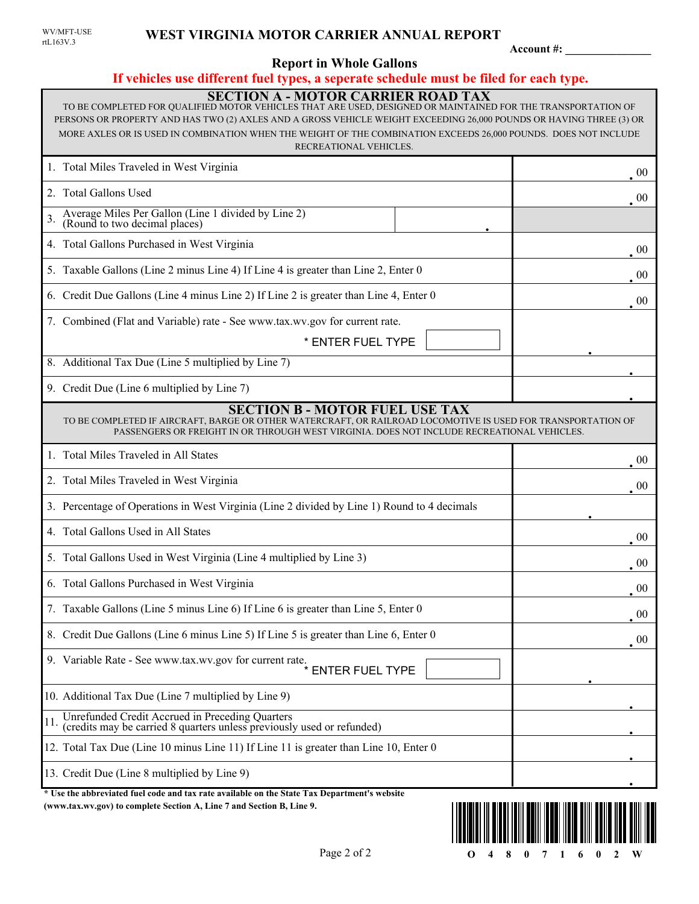WV/MFT-USE
rtL163V.3

# WEST VIRGINIA MOTOR CARRIER ANNUAL REPORT

**Account #:** _______________

### Report in Whole Gallons

**If vehicles use different fuel types, a seperate schedule must be filed for each type.**

## SECTION A - MOTOR CARRIER ROAD TAX

TO BE COMPLETED FOR QUALIFIED MOTOR VEHICLES THAT ARE USED, DESIGNED OR MAINTAINED FOR THE TRANSPORTATION OF PERSONS OR PROPERTY AND HAS TWO (2) AXLES AND A GROSS VEHICLE WEIGHT EXCEEDING 26,000 POUNDS OR HAVING THREE (3) OR MORE AXLES OR IS USED IN COMBINATION WHEN THE WEIGHT OF THE COMBINATION EXCEEDS 26,000 POUNDS. DOES NOT INCLUDE RECREATIONAL VEHICLES.

| | | |
|---|---|---|
| 1. Total Miles Traveled in West Virginia | | .00 |
| 2. Total Gallons Used | | .00 |
| 3. Average Miles Per Gallon (Line 1 divided by Line 2) (Round to two decimal places) | . | |
| 4. Total Gallons Purchased in West Virginia | | .00 |
| 5. Taxable Gallons (Line 2 minus Line 4) If Line 4 is greater than Line 2, Enter 0 | | .00 |
| 6. Credit Due Gallons (Line 4 minus Line 2) If Line 2 is greater than Line 4, Enter 0 | | .00 |
| 7. Combined (Flat and Variable) rate - See www.tax.wv.gov for current rate. * ENTER FUEL TYPE | | . |
| 8. Additional Tax Due (Line 5 multiplied by Line 7) | | . |
| 9. Credit Due (Line 6 multiplied by Line 7) | | . |

## SECTION B - MOTOR FUEL USE TAX

TO BE COMPLETED IF AIRCRAFT, BARGE OR OTHER WATERCRAFT, OR RAILROAD LOCOMOTIVE IS USED FOR TRANSPORTATION OF PASSENGERS OR FREIGHT IN OR THROUGH WEST VIRGINIA. DOES NOT INCLUDE RECREATIONAL VEHICLES.

| | |
|---|---|
| 1. Total Miles Traveled in All States | .00 |
| 2. Total Miles Traveled in West Virginia | .00 |
| 3. Percentage of Operations in West Virginia (Line 2 divided by Line 1) Round to 4 decimals | . |
| 4. Total Gallons Used in All States | .00 |
| 5. Total Gallons Used in West Virginia (Line 4 multiplied by Line 3) | .00 |
| 6. Total Gallons Purchased in West Virginia | .00 |
| 7. Taxable Gallons (Line 5 minus Line 6) If Line 6 is greater than Line 5, Enter 0 | .00 |
| 8. Credit Due Gallons (Line 6 minus Line 5) If Line 5 is greater than Line 6, Enter 0 | .00 |
| 9. Variable Rate - See www.tax.wv.gov for current rate. * ENTER FUEL TYPE | . |
| 10. Additional Tax Due (Line 7 multiplied by Line 9) | . |
| 11. Unrefunded Credit Accrued in Preceding Quarters (credits may be carried 8 quarters unless previously used or refunded) | . |
| 12. Total Tax Due (Line 10 minus Line 11) If Line 11 is greater than Line 10, Enter 0 | . |
| 13. Credit Due (Line 8 multiplied by Line 9) | . |

**\* Use the abbreviated fuel code and tax rate available on the State Tax Department's website (www.tax.wv.gov) to complete Section A, Line 7 and Section B, Line 9.**

O 4 8 0 7 1 6 0 2 W